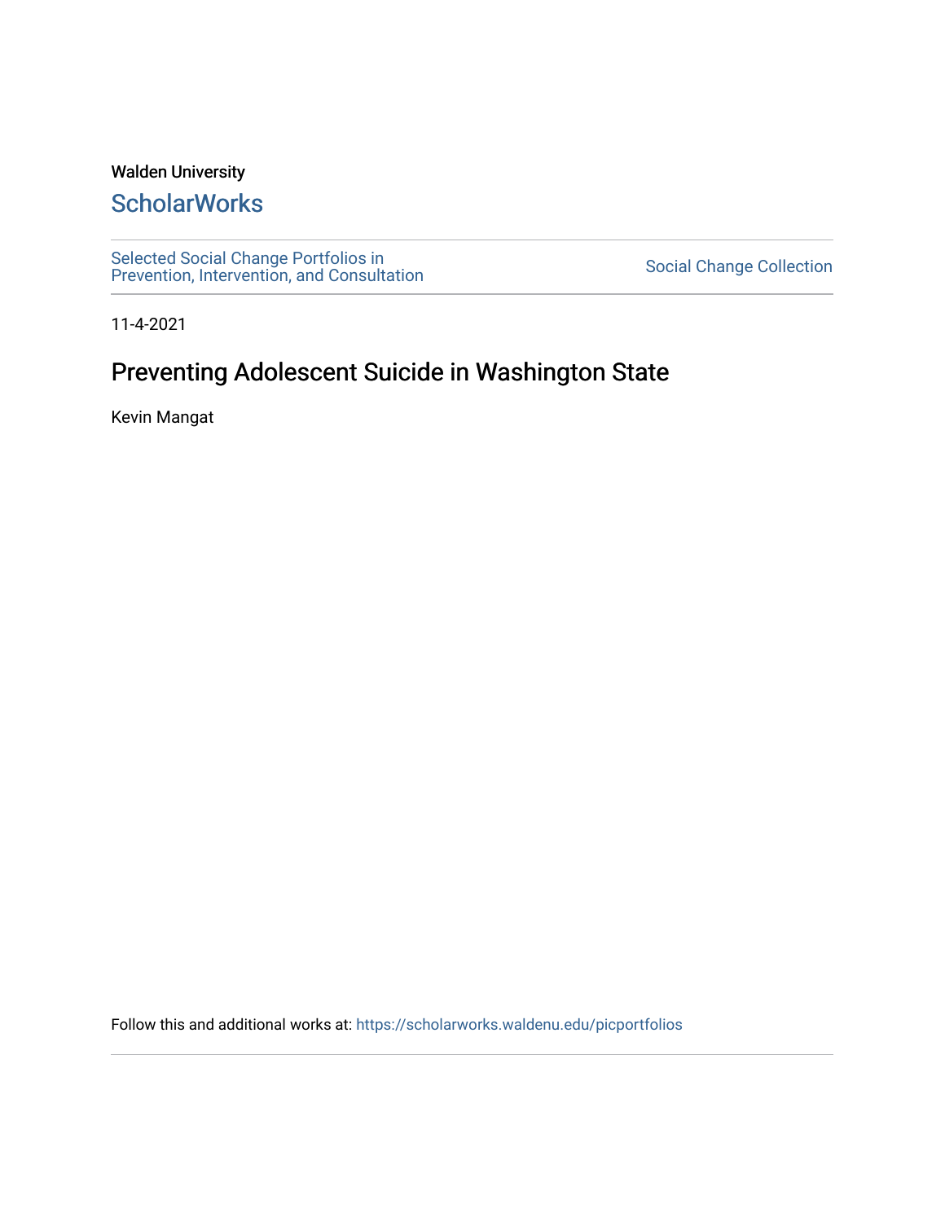Walden University

# ScholarWorks

Selected Social Change Portfolios in Prevention, Intervention, and Consultation

Social Change Collection

11-4-2021

# Preventing Adolescent Suicide in Washington State

Kevin Mangat

Follow this and additional works at: https://scholarworks.waldenu.edu/picportfolios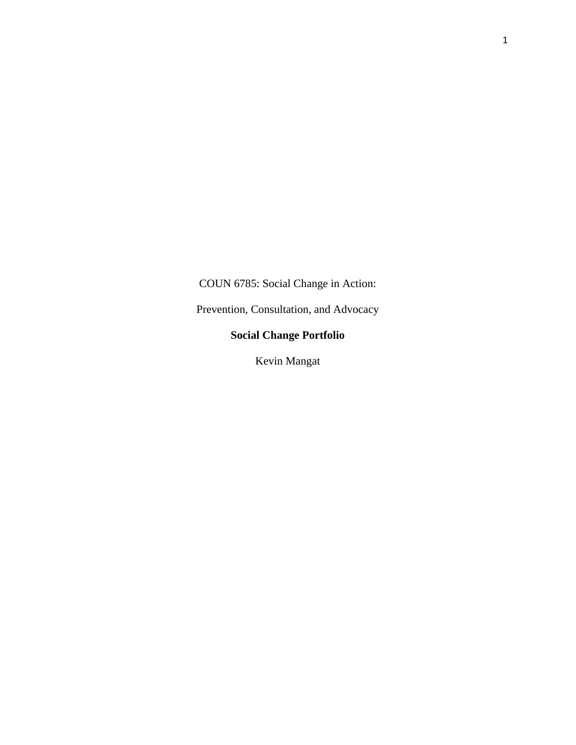COUN 6785: Social Change in Action:

Prevention, Consultation, and Advocacy

**Social Change Portfolio**

Kevin Mangat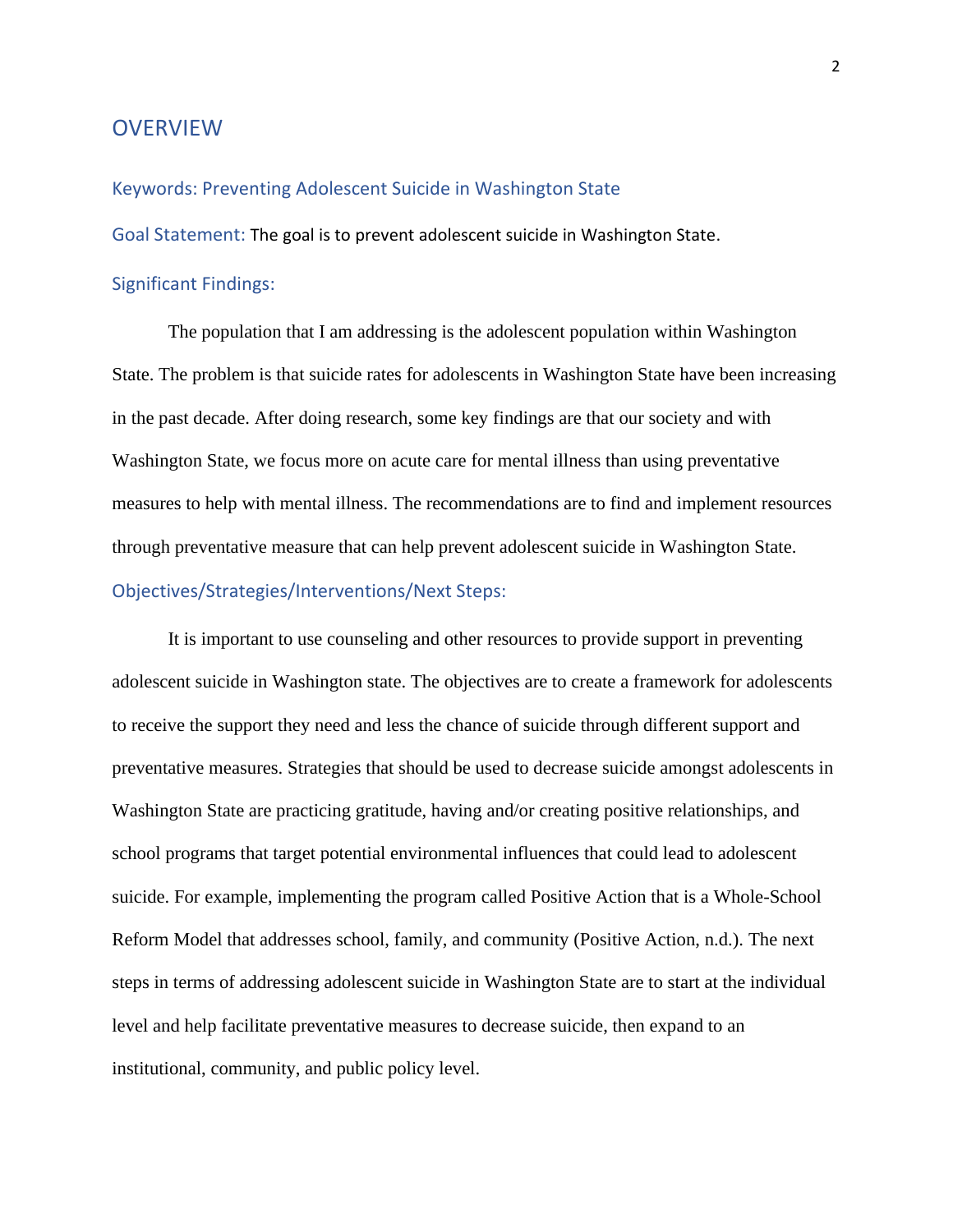# OVERVIEW

## Keywords: Preventing Adolescent Suicide in Washington State

**Goal Statement:** The goal is to prevent adolescent suicide in Washington State.

## Significant Findings:

The population that I am addressing is the adolescent population within Washington State. The problem is that suicide rates for adolescents in Washington State have been increasing in the past decade. After doing research, some key findings are that our society and with Washington State, we focus more on acute care for mental illness than using preventative measures to help with mental illness. The recommendations are to find and implement resources through preventative measure that can help prevent adolescent suicide in Washington State.

## Objectives/Strategies/Interventions/Next Steps:

It is important to use counseling and other resources to provide support in preventing adolescent suicide in Washington state. The objectives are to create a framework for adolescents to receive the support they need and less the chance of suicide through different support and preventative measures. Strategies that should be used to decrease suicide amongst adolescents in Washington State are practicing gratitude, having and/or creating positive relationships, and school programs that target potential environmental influences that could lead to adolescent suicide. For example, implementing the program called Positive Action that is a Whole-School Reform Model that addresses school, family, and community (Positive Action, n.d.). The next steps in terms of addressing adolescent suicide in Washington State are to start at the individual level and help facilitate preventative measures to decrease suicide, then expand to an institutional, community, and public policy level.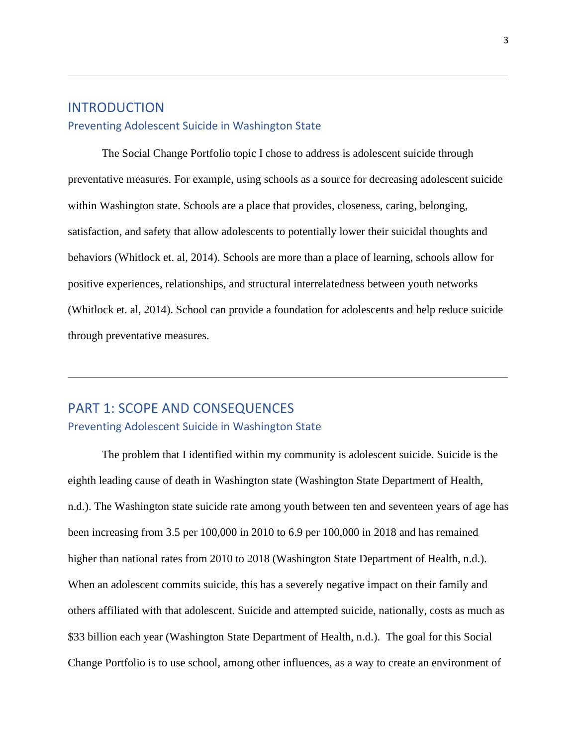## INTRODUCTION

### Preventing Adolescent Suicide in Washington State

The Social Change Portfolio topic I chose to address is adolescent suicide through preventative measures. For example, using schools as a source for decreasing adolescent suicide within Washington state. Schools are a place that provides, closeness, caring, belonging, satisfaction, and safety that allow adolescents to potentially lower their suicidal thoughts and behaviors (Whitlock et. al, 2014). Schools are more than a place of learning, schools allow for positive experiences, relationships, and structural interrelatedness between youth networks (Whitlock et. al, 2014). School can provide a foundation for adolescents and help reduce suicide through preventative measures.

---

## PART 1: SCOPE AND CONSEQUENCES

### Preventing Adolescent Suicide in Washington State

The problem that I identified within my community is adolescent suicide. Suicide is the eighth leading cause of death in Washington state (Washington State Department of Health, n.d.). The Washington state suicide rate among youth between ten and seventeen years of age has been increasing from 3.5 per 100,000 in 2010 to 6.9 per 100,000 in 2018 and has remained higher than national rates from 2010 to 2018 (Washington State Department of Health, n.d.). When an adolescent commits suicide, this has a severely negative impact on their family and others affiliated with that adolescent. Suicide and attempted suicide, nationally, costs as much as $33 billion each year (Washington State Department of Health, n.d.). The goal for this Social Change Portfolio is to use school, among other influences, as a way to create an environment of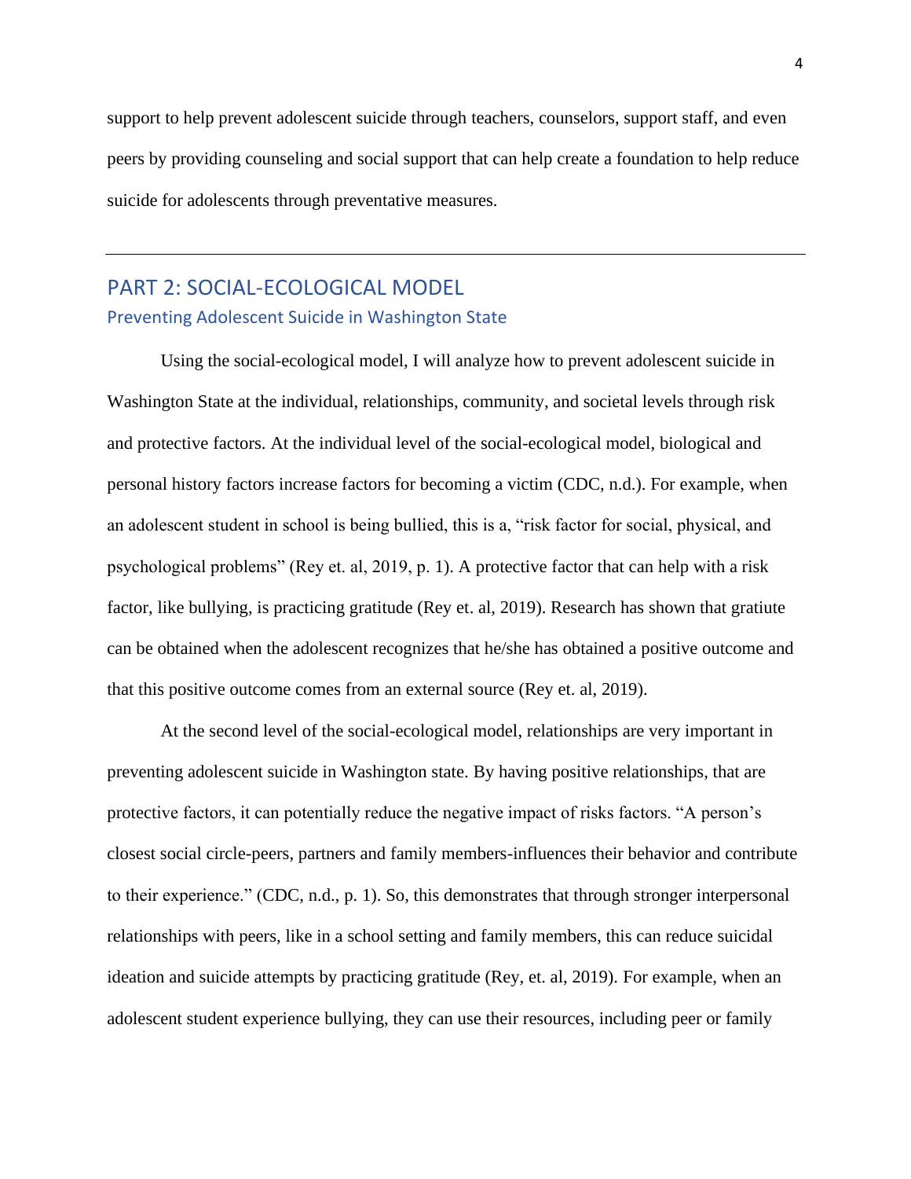support to help prevent adolescent suicide through teachers, counselors, support staff, and even peers by providing counseling and social support that can help create a foundation to help reduce suicide for adolescents through preventative measures.

---

## PART 2: SOCIAL-ECOLOGICAL MODEL

### Preventing Adolescent Suicide in Washington State

Using the social-ecological model, I will analyze how to prevent adolescent suicide in Washington State at the individual, relationships, community, and societal levels through risk and protective factors. At the individual level of the social-ecological model, biological and personal history factors increase factors for becoming a victim (CDC, n.d.). For example, when an adolescent student in school is being bullied, this is a, "risk factor for social, physical, and psychological problems" (Rey et. al, 2019, p. 1). A protective factor that can help with a risk factor, like bullying, is practicing gratitude (Rey et. al, 2019). Research has shown that gratiute can be obtained when the adolescent recognizes that he/she has obtained a positive outcome and that this positive outcome comes from an external source (Rey et. al, 2019).

At the second level of the social-ecological model, relationships are very important in preventing adolescent suicide in Washington state. By having positive relationships, that are protective factors, it can potentially reduce the negative impact of risks factors. "A person's closest social circle-peers, partners and family members-influences their behavior and contribute to their experience." (CDC, n.d., p. 1). So, this demonstrates that through stronger interpersonal relationships with peers, like in a school setting and family members, this can reduce suicidal ideation and suicide attempts by practicing gratitude (Rey, et. al, 2019). For example, when an adolescent student experience bullying, they can use their resources, including peer or family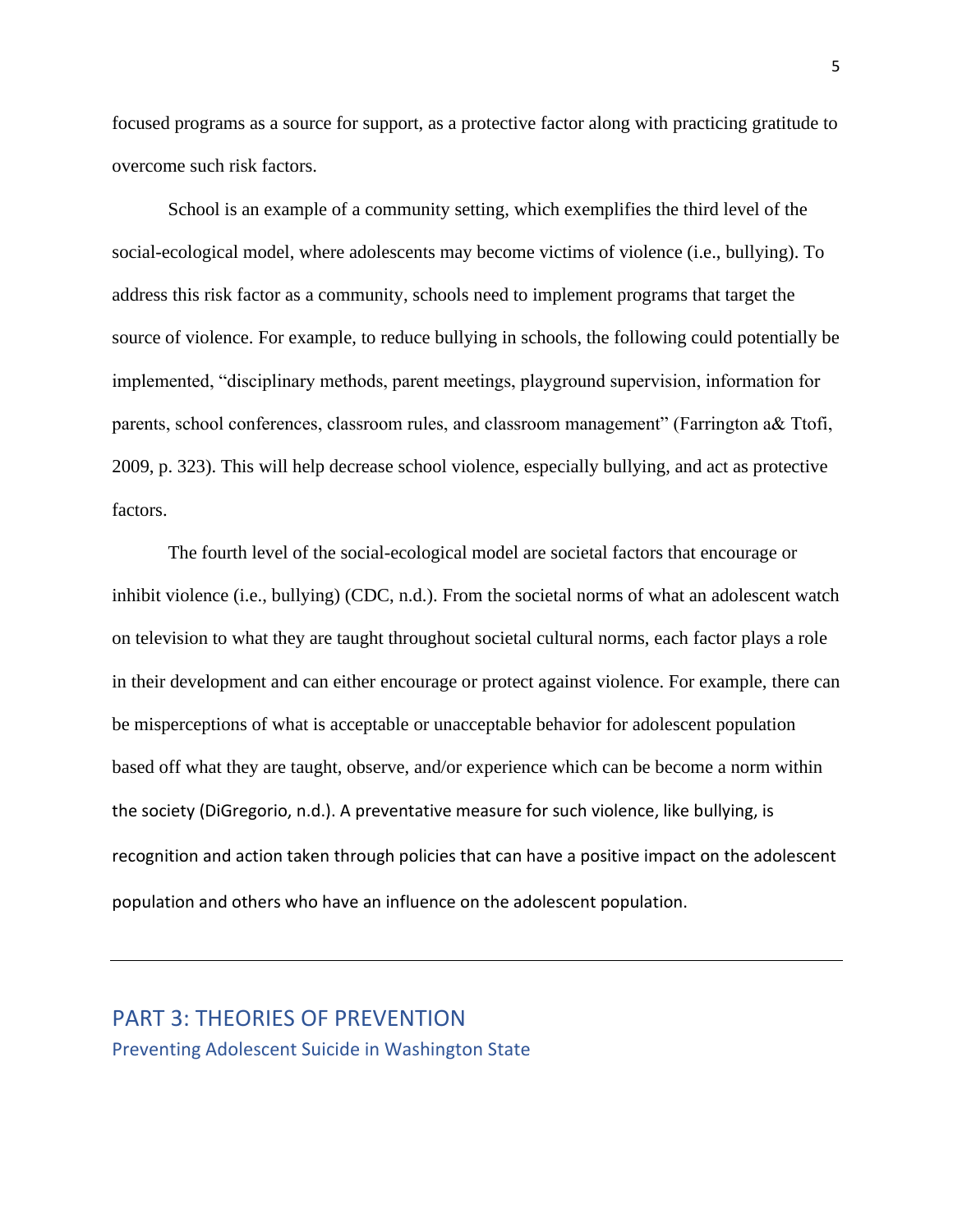focused programs as a source for support, as a protective factor along with practicing gratitude to overcome such risk factors.

School is an example of a community setting, which exemplifies the third level of the social-ecological model, where adolescents may become victims of violence (i.e., bullying). To address this risk factor as a community, schools need to implement programs that target the source of violence. For example, to reduce bullying in schools, the following could potentially be implemented, "disciplinary methods, parent meetings, playground supervision, information for parents, school conferences, classroom rules, and classroom management" (Farrington a& Ttofi, 2009, p. 323). This will help decrease school violence, especially bullying, and act as protective factors.

The fourth level of the social-ecological model are societal factors that encourage or inhibit violence (i.e., bullying) (CDC, n.d.). From the societal norms of what an adolescent watch on television to what they are taught throughout societal cultural norms, each factor plays a role in their development and can either encourage or protect against violence. For example, there can be misperceptions of what is acceptable or unacceptable behavior for adolescent population based off what they are taught, observe, and/or experience which can be become a norm within the society (DiGregorio, n.d.). A preventative measure for such violence, like bullying, is recognition and action taken through policies that can have a positive impact on the adolescent population and others who have an influence on the adolescent population.

---

## PART 3: THEORIES OF PREVENTION

### Preventing Adolescent Suicide in Washington State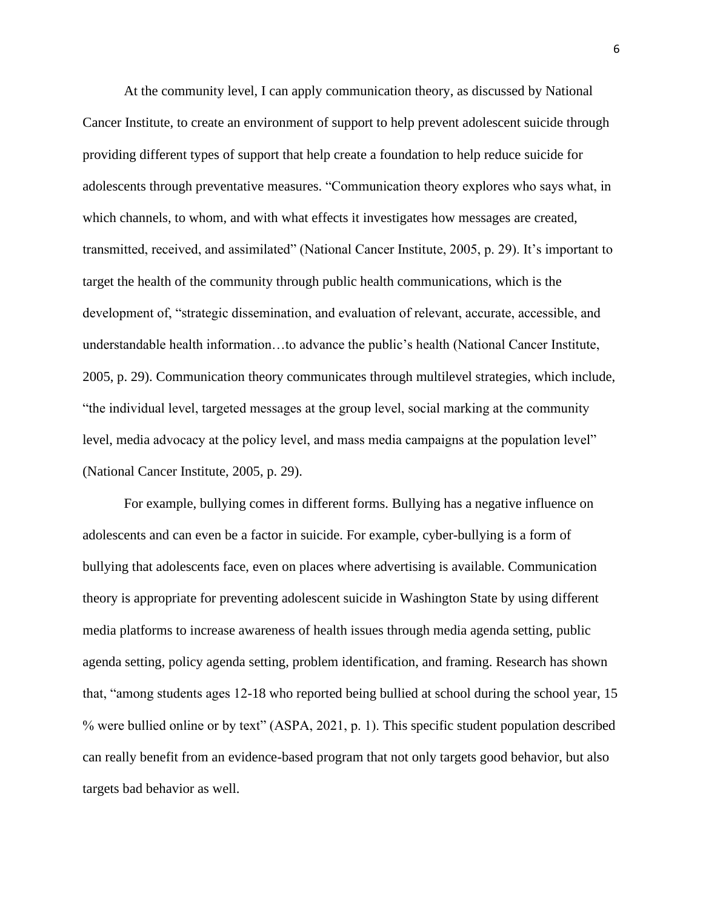At the community level, I can apply communication theory, as discussed by National Cancer Institute, to create an environment of support to help prevent adolescent suicide through providing different types of support that help create a foundation to help reduce suicide for adolescents through preventative measures. “Communication theory explores who says what, in which channels, to whom, and with what effects it investigates how messages are created, transmitted, received, and assimilated” (National Cancer Institute, 2005, p. 29). It’s important to target the health of the community through public health communications, which is the development of, “strategic dissemination, and evaluation of relevant, accurate, accessible, and understandable health information…to advance the public’s health (National Cancer Institute, 2005, p. 29). Communication theory communicates through multilevel strategies, which include, “the individual level, targeted messages at the group level, social marking at the community level, media advocacy at the policy level, and mass media campaigns at the population level” (National Cancer Institute, 2005, p. 29).

For example, bullying comes in different forms. Bullying has a negative influence on adolescents and can even be a factor in suicide. For example, cyber-bullying is a form of bullying that adolescents face, even on places where advertising is available. Communication theory is appropriate for preventing adolescent suicide in Washington State by using different media platforms to increase awareness of health issues through media agenda setting, public agenda setting, policy agenda setting, problem identification, and framing. Research has shown that, “among students ages 12-18 who reported being bullied at school during the school year, 15 % were bullied online or by text” (ASPA, 2021, p. 1). This specific student population described can really benefit from an evidence-based program that not only targets good behavior, but also targets bad behavior as well.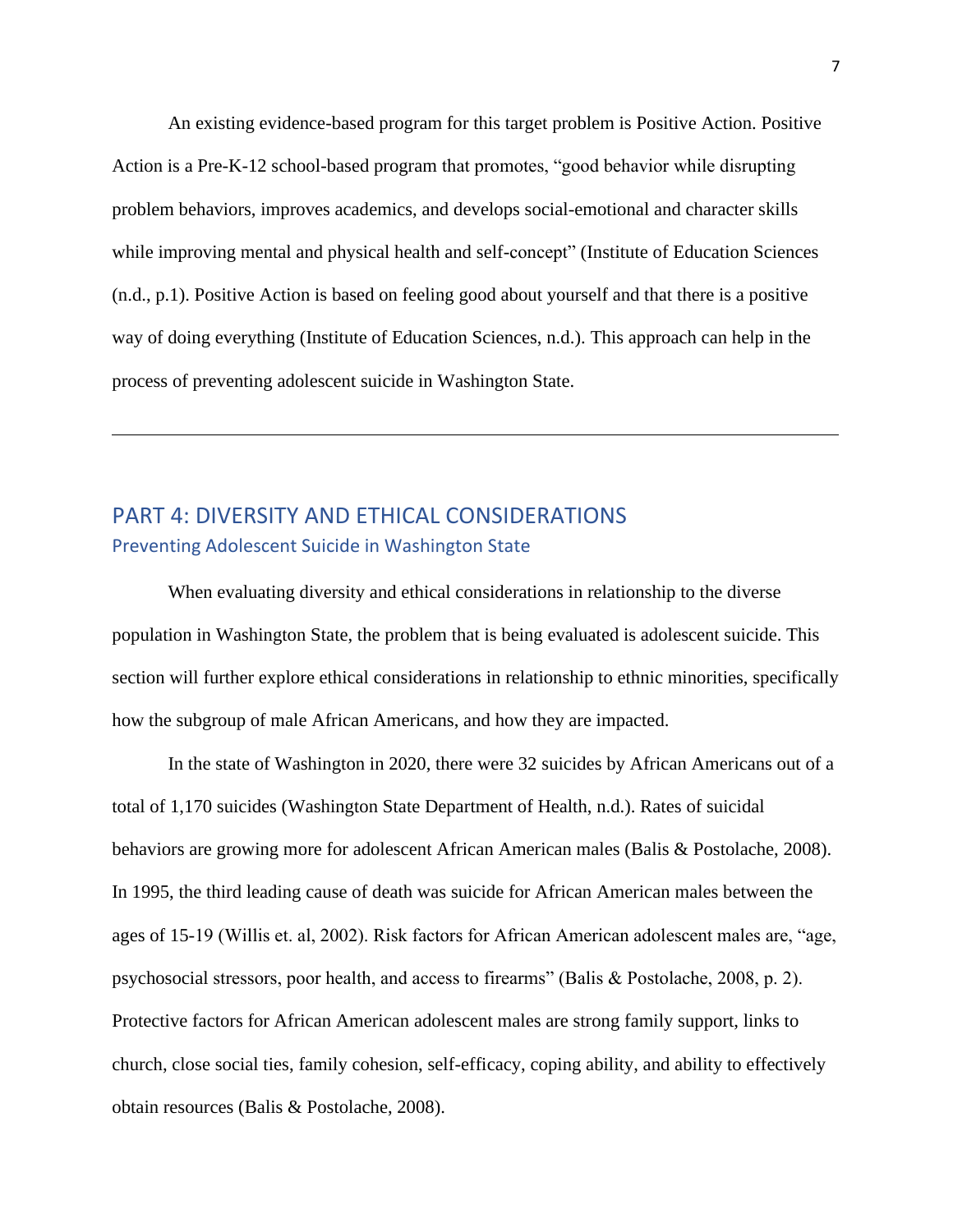An existing evidence-based program for this target problem is Positive Action. Positive Action is a Pre-K-12 school-based program that promotes, "good behavior while disrupting problem behaviors, improves academics, and develops social-emotional and character skills while improving mental and physical health and self-concept" (Institute of Education Sciences (n.d., p.1). Positive Action is based on feeling good about yourself and that there is a positive way of doing everything (Institute of Education Sciences, n.d.). This approach can help in the process of preventing adolescent suicide in Washington State.

---

## PART 4: DIVERSITY AND ETHICAL CONSIDERATIONS

### Preventing Adolescent Suicide in Washington State

When evaluating diversity and ethical considerations in relationship to the diverse population in Washington State, the problem that is being evaluated is adolescent suicide. This section will further explore ethical considerations in relationship to ethnic minorities, specifically how the subgroup of male African Americans, and how they are impacted.

In the state of Washington in 2020, there were 32 suicides by African Americans out of a total of 1,170 suicides (Washington State Department of Health, n.d.). Rates of suicidal behaviors are growing more for adolescent African American males (Balis & Postolache, 2008). In 1995, the third leading cause of death was suicide for African American males between the ages of 15-19 (Willis et. al, 2002). Risk factors for African American adolescent males are, "age, psychosocial stressors, poor health, and access to firearms" (Balis & Postolache, 2008, p. 2). Protective factors for African American adolescent males are strong family support, links to church, close social ties, family cohesion, self-efficacy, coping ability, and ability to effectively obtain resources (Balis & Postolache, 2008).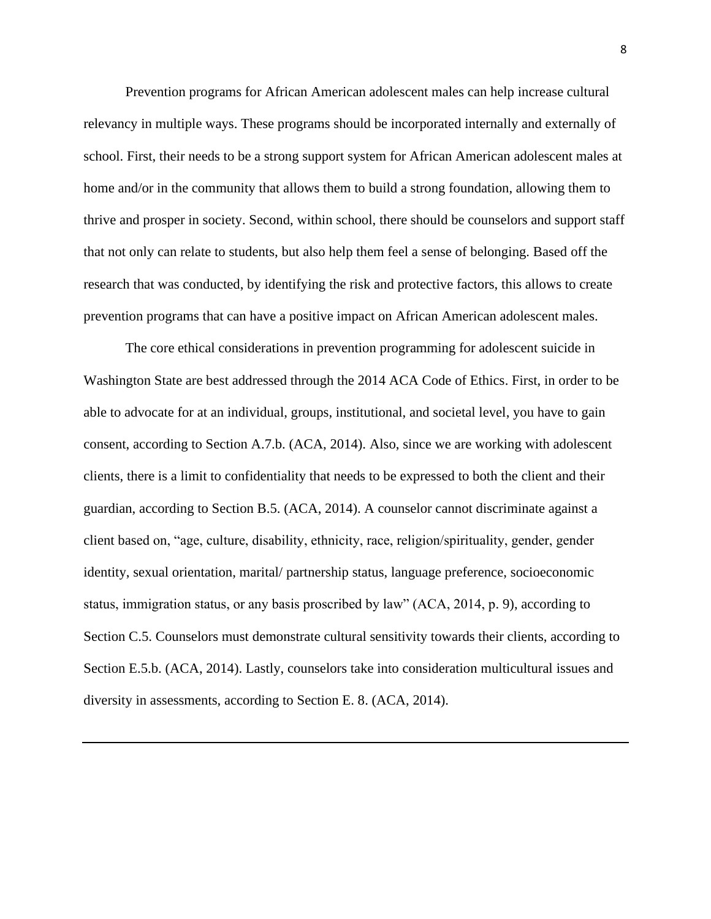Prevention programs for African American adolescent males can help increase cultural relevancy in multiple ways. These programs should be incorporated internally and externally of school. First, their needs to be a strong support system for African American adolescent males at home and/or in the community that allows them to build a strong foundation, allowing them to thrive and prosper in society. Second, within school, there should be counselors and support staff that not only can relate to students, but also help them feel a sense of belonging. Based off the research that was conducted, by identifying the risk and protective factors, this allows to create prevention programs that can have a positive impact on African American adolescent males.

The core ethical considerations in prevention programming for adolescent suicide in Washington State are best addressed through the 2014 ACA Code of Ethics. First, in order to be able to advocate for at an individual, groups, institutional, and societal level, you have to gain consent, according to Section A.7.b. (ACA, 2014). Also, since we are working with adolescent clients, there is a limit to confidentiality that needs to be expressed to both the client and their guardian, according to Section B.5. (ACA, 2014). A counselor cannot discriminate against a client based on, "age, culture, disability, ethnicity, race, religion/spirituality, gender, gender identity, sexual orientation, marital/ partnership status, language preference, socioeconomic status, immigration status, or any basis proscribed by law" (ACA, 2014, p. 9), according to Section C.5. Counselors must demonstrate cultural sensitivity towards their clients, according to Section E.5.b. (ACA, 2014). Lastly, counselors take into consideration multicultural issues and diversity in assessments, according to Section E. 8. (ACA, 2014).

---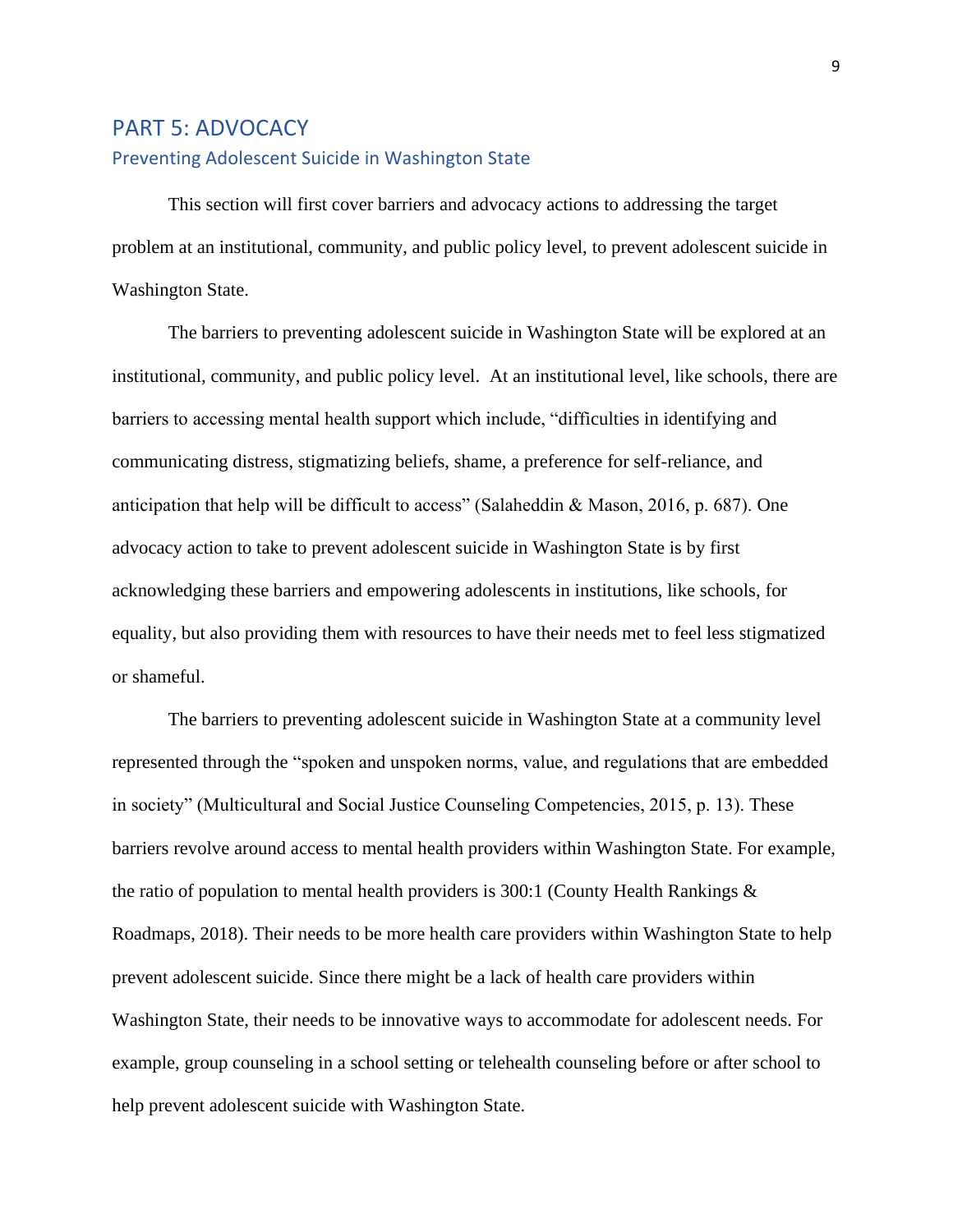# PART 5: ADVOCACY

## Preventing Adolescent Suicide in Washington State

This section will first cover barriers and advocacy actions to addressing the target problem at an institutional, community, and public policy level, to prevent adolescent suicide in Washington State.

The barriers to preventing adolescent suicide in Washington State will be explored at an institutional, community, and public policy level. At an institutional level, like schools, there are barriers to accessing mental health support which include, "difficulties in identifying and communicating distress, stigmatizing beliefs, shame, a preference for self-reliance, and anticipation that help will be difficult to access" (Salaheddin & Mason, 2016, p. 687). One advocacy action to take to prevent adolescent suicide in Washington State is by first acknowledging these barriers and empowering adolescents in institutions, like schools, for equality, but also providing them with resources to have their needs met to feel less stigmatized or shameful.

The barriers to preventing adolescent suicide in Washington State at a community level represented through the "spoken and unspoken norms, value, and regulations that are embedded in society" (Multicultural and Social Justice Counseling Competencies, 2015, p. 13). These barriers revolve around access to mental health providers within Washington State. For example, the ratio of population to mental health providers is 300:1 (County Health Rankings & Roadmaps, 2018). Their needs to be more health care providers within Washington State to help prevent adolescent suicide. Since there might be a lack of health care providers within Washington State, their needs to be innovative ways to accommodate for adolescent needs. For example, group counseling in a school setting or telehealth counseling before or after school to help prevent adolescent suicide with Washington State.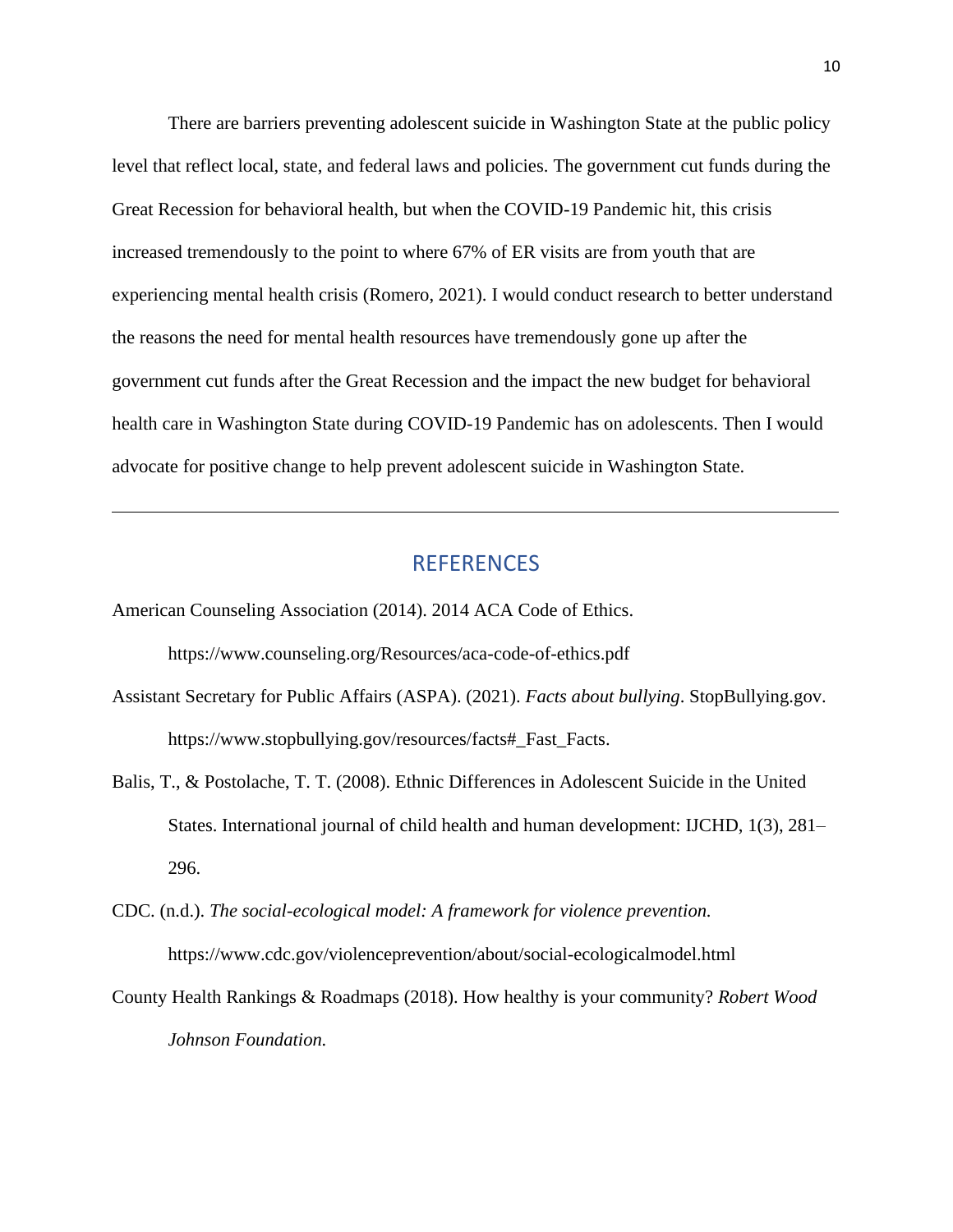There are barriers preventing adolescent suicide in Washington State at the public policy level that reflect local, state, and federal laws and policies. The government cut funds during the Great Recession for behavioral health, but when the COVID-19 Pandemic hit, this crisis increased tremendously to the point to where 67% of ER visits are from youth that are experiencing mental health crisis (Romero, 2021). I would conduct research to better understand the reasons the need for mental health resources have tremendously gone up after the government cut funds after the Great Recession and the impact the new budget for behavioral health care in Washington State during COVID-19 Pandemic has on adolescents. Then I would advocate for positive change to help prevent adolescent suicide in Washington State.

---

## REFERENCES

American Counseling Association (2014). 2014 ACA Code of Ethics. https://www.counseling.org/Resources/aca-code-of-ethics.pdf

Assistant Secretary for Public Affairs (ASPA). (2021). *Facts about bullying*. StopBullying.gov. https://www.stopbullying.gov/resources/facts#_Fast_Facts.

Balis, T., & Postolache, T. T. (2008). Ethnic Differences in Adolescent Suicide in the United States. International journal of child health and human development: IJCHD, 1(3), 281–296.

CDC. (n.d.). *The social-ecological model: A framework for violence prevention.* https://www.cdc.gov/violenceprevention/about/social-ecologicalmodel.html

County Health Rankings & Roadmaps (2018). How healthy is your community? *Robert Wood Johnson Foundation.*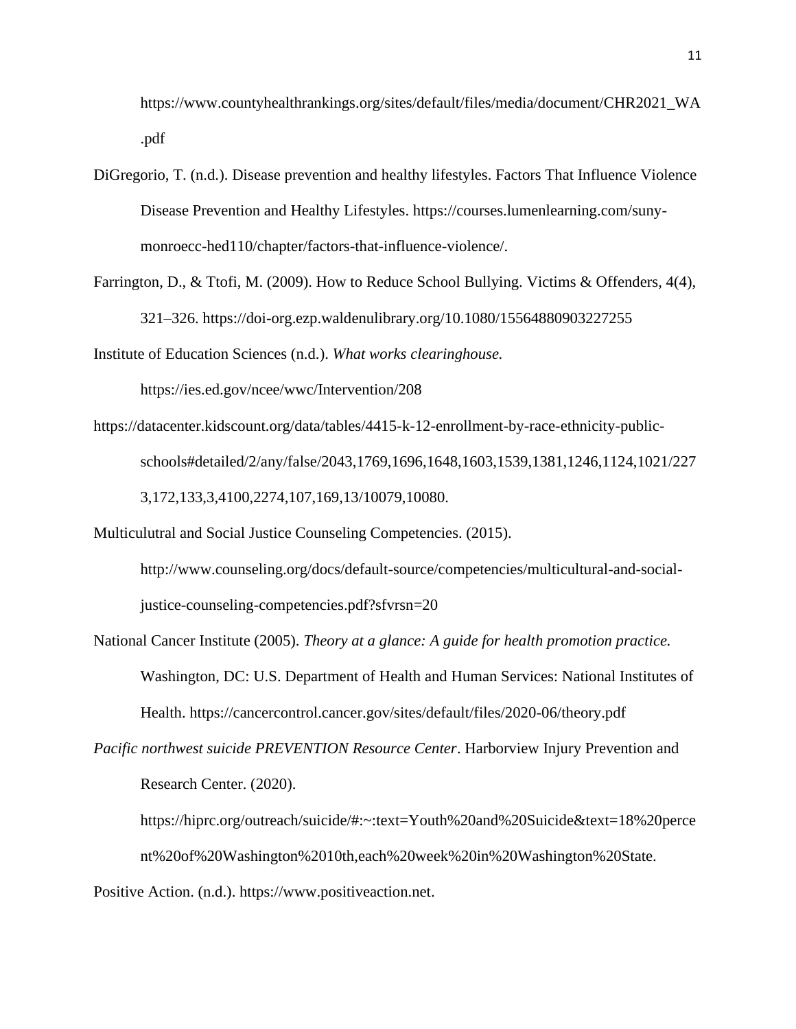https://www.countyhealthrankings.org/sites/default/files/media/document/CHR2021_WA.pdf

DiGregorio, T. (n.d.). Disease prevention and healthy lifestyles. Factors That Influence Violence Disease Prevention and Healthy Lifestyles. https://courses.lumenlearning.com/suny-monroecc-hed110/chapter/factors-that-influence-violence/.

Farrington, D., & Ttofi, M. (2009). How to Reduce School Bullying. Victims & Offenders, 4(4), 321–326. https://doi-org.ezp.waldenulibrary.org/10.1080/15564880903227255

Institute of Education Sciences (n.d.). *What works clearinghouse.* https://ies.ed.gov/ncee/wwc/Intervention/208

https://datacenter.kidscount.org/data/tables/4415-k-12-enrollment-by-race-ethnicity-public-schools#detailed/2/any/false/2043,1769,1696,1648,1603,1539,1381,1246,1124,1021/2273,172,133,3,4100,2274,107,169,13/10079,10080.

Multiculutral and Social Justice Counseling Competencies. (2015). http://www.counseling.org/docs/default-source/competencies/multicultural-and-social-justice-counseling-competencies.pdf?sfvrsn=20

National Cancer Institute (2005). *Theory at a glance: A guide for health promotion practice.* Washington, DC: U.S. Department of Health and Human Services: National Institutes of Health. https://cancercontrol.cancer.gov/sites/default/files/2020-06/theory.pdf

*Pacific northwest suicide PREVENTION Resource Center*. Harborview Injury Prevention and Research Center. (2020). https://hiprc.org/outreach/suicide/#:~:text=Youth%20and%20Suicide&text=18%20percent%20of%20Washington%2010th,each%20week%20in%20Washington%20State.

Positive Action. (n.d.). https://www.positiveaction.net.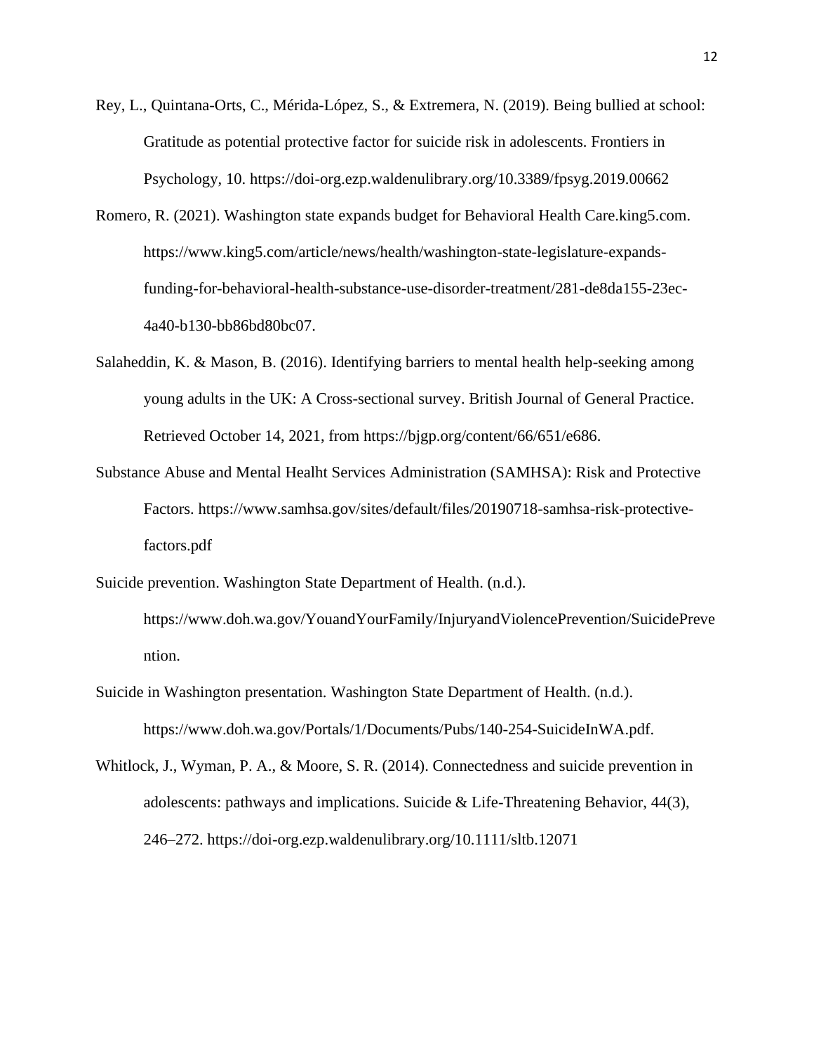Rey, L., Quintana-Orts, C., Mérida-López, S., & Extremera, N. (2019). Being bullied at school: Gratitude as potential protective factor for suicide risk in adolescents. Frontiers in Psychology, 10. https://doi-org.ezp.waldenulibrary.org/10.3389/fpsyg.2019.00662

Romero, R. (2021). Washington state expands budget for Behavioral Health Care.king5.com. https://www.king5.com/article/news/health/washington-state-legislature-expands-funding-for-behavioral-health-substance-use-disorder-treatment/281-de8da155-23ec-4a40-b130-bb86bd80bc07.

Salaheddin, K. & Mason, B. (2016). Identifying barriers to mental health help-seeking among young adults in the UK: A Cross-sectional survey. British Journal of General Practice. Retrieved October 14, 2021, from https://bjgp.org/content/66/651/e686.

Substance Abuse and Mental Healht Services Administration (SAMHSA): Risk and Protective Factors. https://www.samhsa.gov/sites/default/files/20190718-samhsa-risk-protective-factors.pdf

Suicide prevention. Washington State Department of Health. (n.d.). https://www.doh.wa.gov/YouandYourFamily/InjuryandViolencePrevention/SuicidePrevention.

Suicide in Washington presentation. Washington State Department of Health. (n.d.). https://www.doh.wa.gov/Portals/1/Documents/Pubs/140-254-SuicideInWA.pdf.

Whitlock, J., Wyman, P. A., & Moore, S. R. (2014). Connectedness and suicide prevention in adolescents: pathways and implications. Suicide & Life-Threatening Behavior, 44(3), 246–272. https://doi-org.ezp.waldenulibrary.org/10.1111/sltb.12071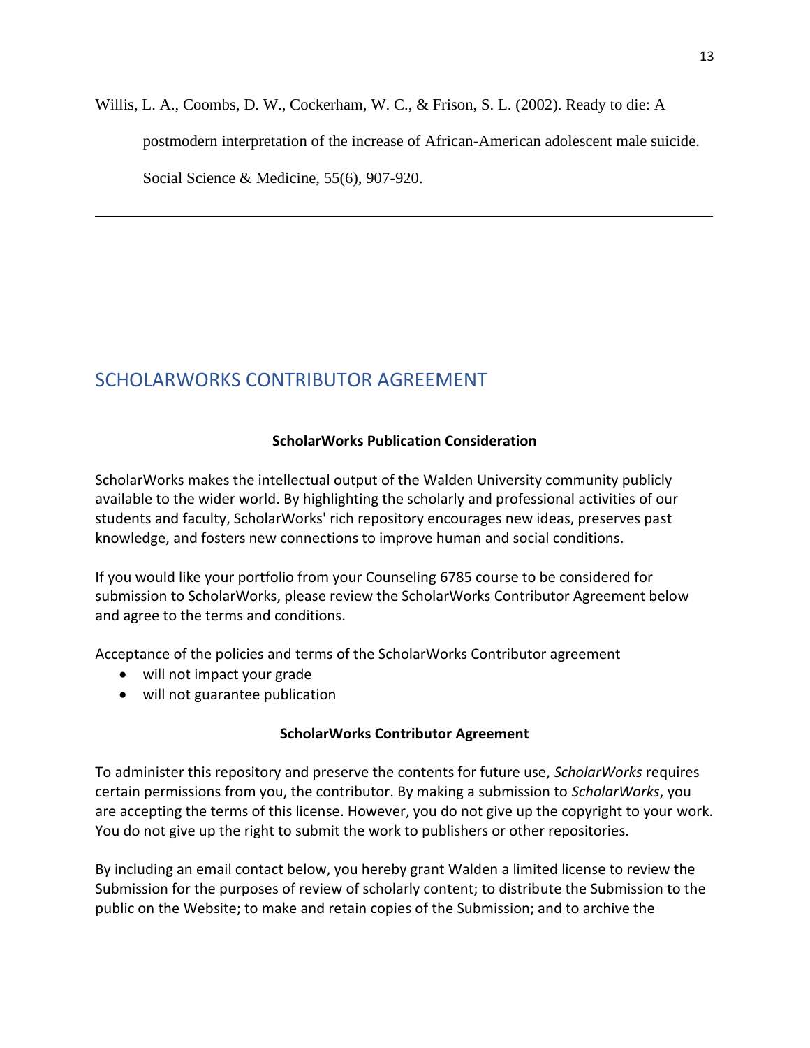Willis, L. A., Coombs, D. W., Cockerham, W. C., & Frison, S. L. (2002). Ready to die: A postmodern interpretation of the increase of African-American adolescent male suicide. Social Science & Medicine, 55(6), 907-920.

---

# SCHOLARWORKS CONTRIBUTOR AGREEMENT

**ScholarWorks Publication Consideration**

ScholarWorks makes the intellectual output of the Walden University community publicly available to the wider world. By highlighting the scholarly and professional activities of our students and faculty, ScholarWorks' rich repository encourages new ideas, preserves past knowledge, and fosters new connections to improve human and social conditions.

If you would like your portfolio from your Counseling 6785 course to be considered for submission to ScholarWorks, please review the ScholarWorks Contributor Agreement below and agree to the terms and conditions.

Acceptance of the policies and terms of the ScholarWorks Contributor agreement

- will not impact your grade
- will not guarantee publication

**ScholarWorks Contributor Agreement**

To administer this repository and preserve the contents for future use, *ScholarWorks* requires certain permissions from you, the contributor. By making a submission to *ScholarWorks*, you are accepting the terms of this license. However, you do not give up the copyright to your work. You do not give up the right to submit the work to publishers or other repositories.

By including an email contact below, you hereby grant Walden a limited license to review the Submission for the purposes of review of scholarly content; to distribute the Submission to the public on the Website; to make and retain copies of the Submission; and to archive the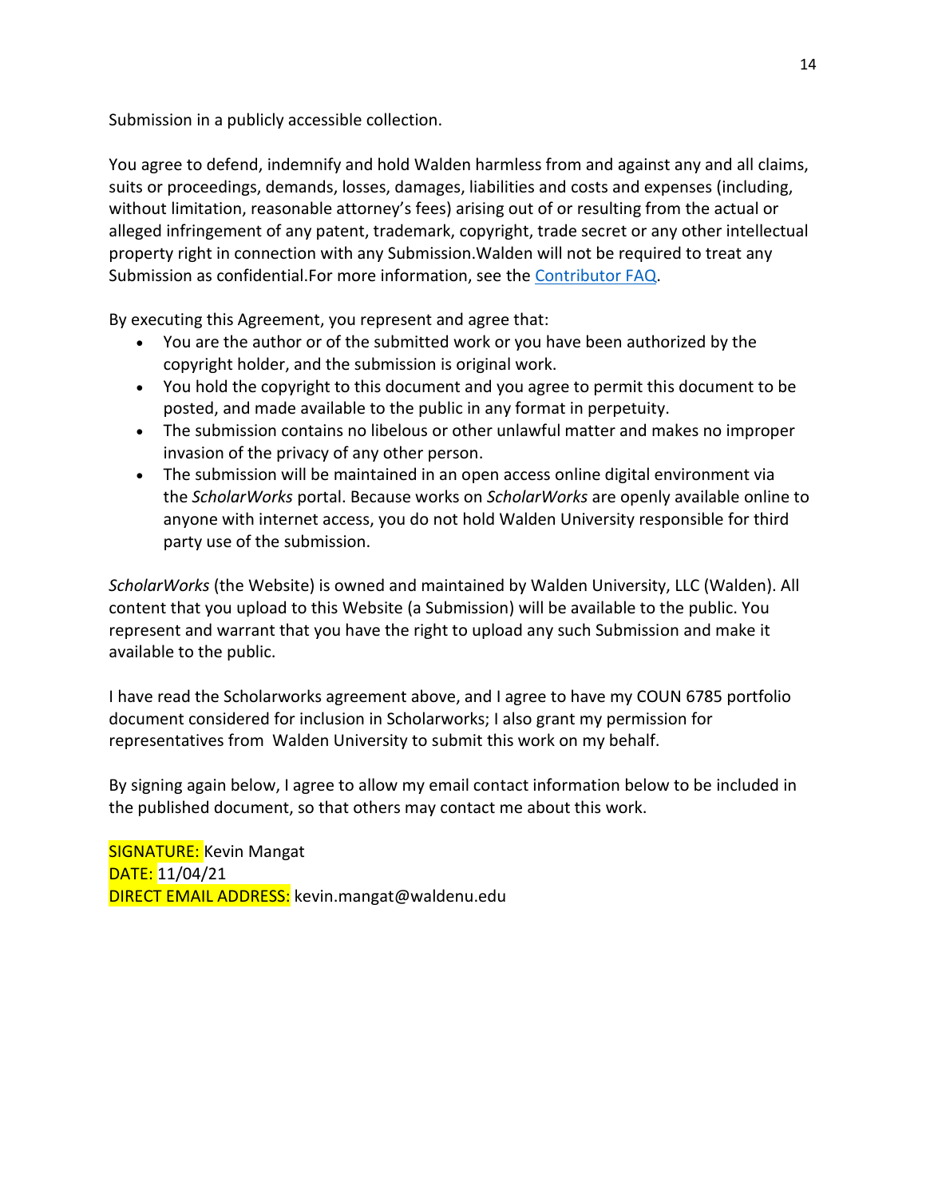Submission in a publicly accessible collection.

You agree to defend, indemnify and hold Walden harmless from and against any and all claims, suits or proceedings, demands, losses, damages, liabilities and costs and expenses (including, without limitation, reasonable attorney's fees) arising out of or resulting from the actual or alleged infringement of any patent, trademark, copyright, trade secret or any other intellectual property right in connection with any Submission.Walden will not be required to treat any Submission as confidential.For more information, see the Contributor FAQ.

By executing this Agreement, you represent and agree that:

- You are the author or of the submitted work or you have been authorized by the copyright holder, and the submission is original work.
- You hold the copyright to this document and you agree to permit this document to be posted, and made available to the public in any format in perpetuity.
- The submission contains no libelous or other unlawful matter and makes no improper invasion of the privacy of any other person.
- The submission will be maintained in an open access online digital environment via the *ScholarWorks* portal. Because works on *ScholarWorks* are openly available online to anyone with internet access, you do not hold Walden University responsible for third party use of the submission.

*ScholarWorks* (the Website) is owned and maintained by Walden University, LLC (Walden). All content that you upload to this Website (a Submission) will be available to the public. You represent and warrant that you have the right to upload any such Submission and make it available to the public.

I have read the Scholarworks agreement above, and I agree to have my COUN 6785 portfolio document considered for inclusion in Scholarworks; I also grant my permission for representatives from Walden University to submit this work on my behalf.

By signing again below, I agree to allow my email contact information below to be included in the published document, so that others may contact me about this work.

SIGNATURE: Kevin Mangat
DATE: 11/04/21
DIRECT EMAIL ADDRESS: kevin.mangat@waldenu.edu